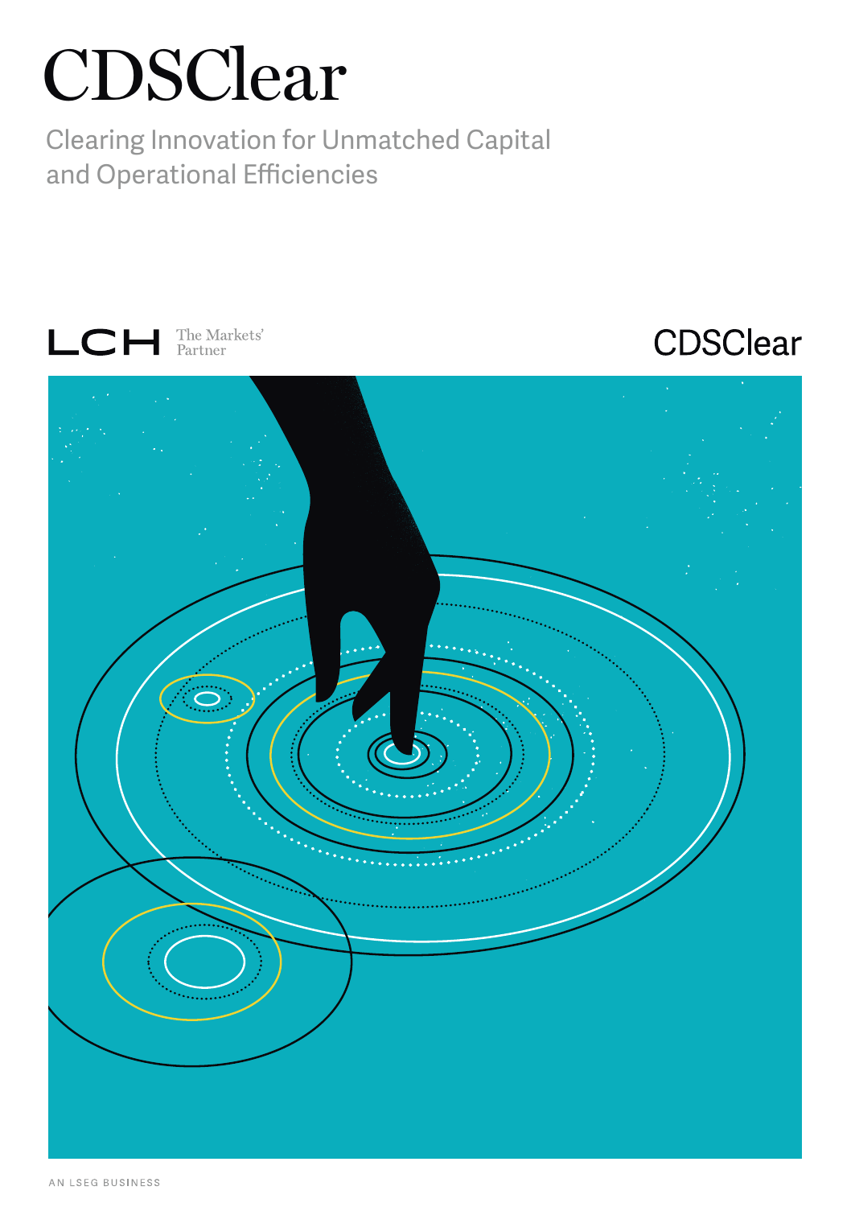# CDSClear

Clearing Innovation for Unmatched Capital and Operational Efficiencies

LCH The Markets' Partner

CDSClear

AN LSEG BUSINESS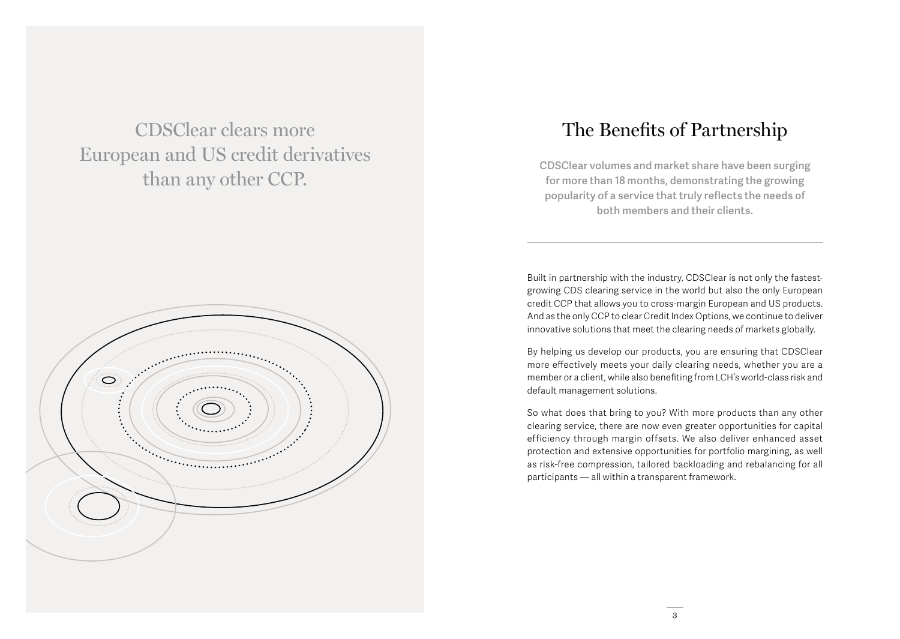CDSClear clears more European and US credit derivatives than any other CCP.

# The Benefits of Partnership

**CDSClear volumes and market share have been surging for more than 18 months, demonstrating the growing popularity of a service that truly reflects the needs of both members and their clients.**

---

Built in partnership with the industry, CDSClear is not only the fastest-growing CDS clearing service in the world but also the only European credit CCP that allows you to cross-margin European and US products. And as the only CCP to clear Credit Index Options, we continue to deliver innovative solutions that meet the clearing needs of markets globally.

By helping us develop our products, you are ensuring that CDSClear more effectively meets your daily clearing needs, whether you are a member or a client, while also benefiting from LCH's world-class risk and default management solutions.

So what does that bring to you? With more products than any other clearing service, there are now even greater opportunities for capital efficiency through margin offsets. We also deliver enhanced asset protection and extensive opportunities for portfolio margining, as well as risk-free compression, tailored backloading and rebalancing for all participants — all within a transparent framework.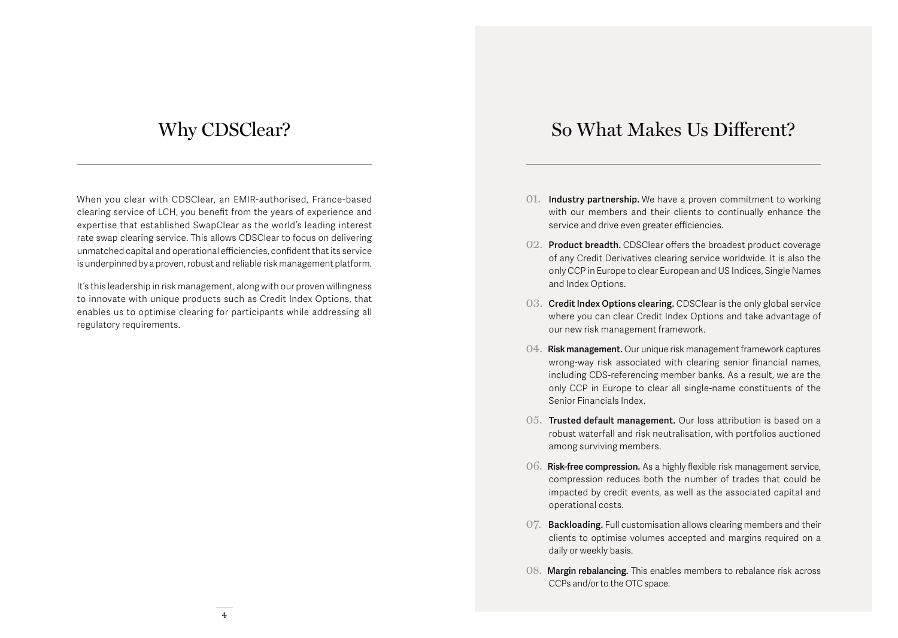## Why CDSClear?

When you clear with CDSClear, an EMIR-authorised, France-based clearing service of LCH, you benefit from the years of experience and expertise that established SwapClear as the world's leading interest rate swap clearing service. This allows CDSClear to focus on delivering unmatched capital and operational efficiencies, confident that its service is underpinned by a proven, robust and reliable risk management platform.

It's this leadership in risk management, along with our proven willingness to innovate with unique products such as Credit Index Options, that enables us to optimise clearing for participants while addressing all regulatory requirements.

## So What Makes Us Different?

01. **Industry partnership.** We have a proven commitment to working with our members and their clients to continually enhance the service and drive even greater efficiencies.

02. **Product breadth.** CDSClear offers the broadest product coverage of any Credit Derivatives clearing service worldwide. It is also the only CCP in Europe to clear European and US Indices, Single Names and Index Options.

03. **Credit Index Options clearing.** CDSClear is the only global service where you can clear Credit Index Options and take advantage of our new risk management framework.

04. **Risk management.** Our unique risk management framework captures wrong-way risk associated with clearing senior financial names, including CDS-referencing member banks. As a result, we are the only CCP in Europe to clear all single-name constituents of the Senior Financials Index.

05. **Trusted default management.** Our loss attribution is based on a robust waterfall and risk neutralisation, with portfolios auctioned among surviving members.

06. **Risk-free compression.** As a highly flexible risk management service, compression reduces both the number of trades that could be impacted by credit events, as well as the associated capital and operational costs.

07. **Backloading.** Full customisation allows clearing members and their clients to optimise volumes accepted and margins required on a daily or weekly basis.

08. **Margin rebalancing.** This enables members to rebalance risk across CCPs and/or to the OTC space.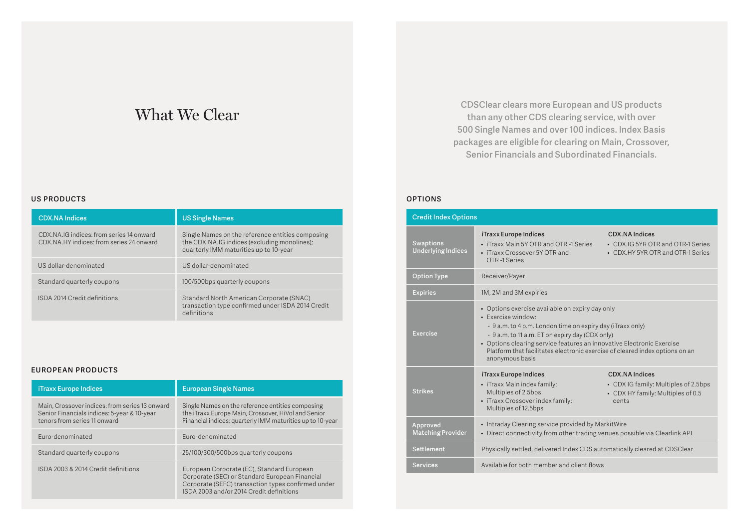# What We Clear

CDSClear clears more European and US products than any other CDS clearing service, with over 500 Single Names and over 100 indices. Index Basis packages are eligible for clearing on Main, Crossover, Senior Financials and Subordinated Financials.

## US PRODUCTS

| CDX.NA Indices | US Single Names |
| --- | --- |
| CDX.NA.IG indices: from series 14 onward<br>CDX.NA.HY indices: from series 24 onward | Single Names on the reference entities composing the CDX.NA.IG indices (excluding monolines); quarterly IMM maturities up to 10-year |
| US dollar-denominated | US dollar-denominated |
| Standard quarterly coupons | 100/500bps quarterly coupons |
| ISDA 2014 Credit definitions | Standard North American Corporate (SNAC) transaction type confirmed under ISDA 2014 Credit definitions |

## EUROPEAN PRODUCTS

| iTraxx Europe Indices | European Single Names |
| --- | --- |
| Main, Crossover indices: from series 13 onward<br>Senior Financials indices: 5-year & 10-year tenors from series 11 onward | Single Names on the reference entities composing the iTraxx Europe Main, Crossover, HiVol and Senior Financial indices; quarterly IMM maturities up to 10-year |
| Euro-denominated | Euro-denominated |
| Standard quarterly coupons | 25/100/300/500bps quarterly coupons |
| ISDA 2003 & 2014 Credit definitions | European Corporate (EC), Standard European Corporate (SEC) or Standard European Financial Corporate (SEFC) transaction types confirmed under ISDA 2003 and/or 2014 Credit definitions |

## OPTIONS

| Credit Index Options | | |
| --- | --- | --- |
| Swaptions Underlying Indices | **iTraxx Europe Indices**<br>• iTraxx Main 5Y OTR and OTR -1 Series<br>• iTraxx Crossover 5Y OTR and OTR -1 Series | **CDX.NA Indices**<br>• CDX.IG 5YR OTR and OTR-1 Series<br>• CDX.HY 5YR OTR and OTR-1 Series |
| Option Type | Receiver/Payer | |
| Expiries | 1M, 2M and 3M expiries | |
| Exercise | • Options exercise available on expiry day only<br>• Exercise window:<br>- 9 a.m. to 4 p.m. London time on expiry day (iTraxx only)<br>- 9 a.m. to 11 a.m. ET on expiry day (CDX only)<br>• Options clearing service features an innovative Electronic Exercise Platform that facilitates electronic exercise of cleared index options on an anonymous basis | |
| Strikes | **iTraxx Europe Indices**<br>• iTraxx Main index family: Multiples of 2.5bps<br>• iTraxx Crossover index family: Multiples of 12.5bps | **CDX.NA Indices**<br>• CDX IG family: Multiples of 2.5bps<br>• CDX HY family: Multiples of 0.5 cents |
| Approved Matching Provider | • Intraday Clearing service provided by MarkitWire<br>• Direct connectivity from other trading venues possible via Clearlink API | |
| Settlement | Physically settled, delivered Index CDS automatically cleared at CDSClear | |
| Services | Available for both member and client flows | |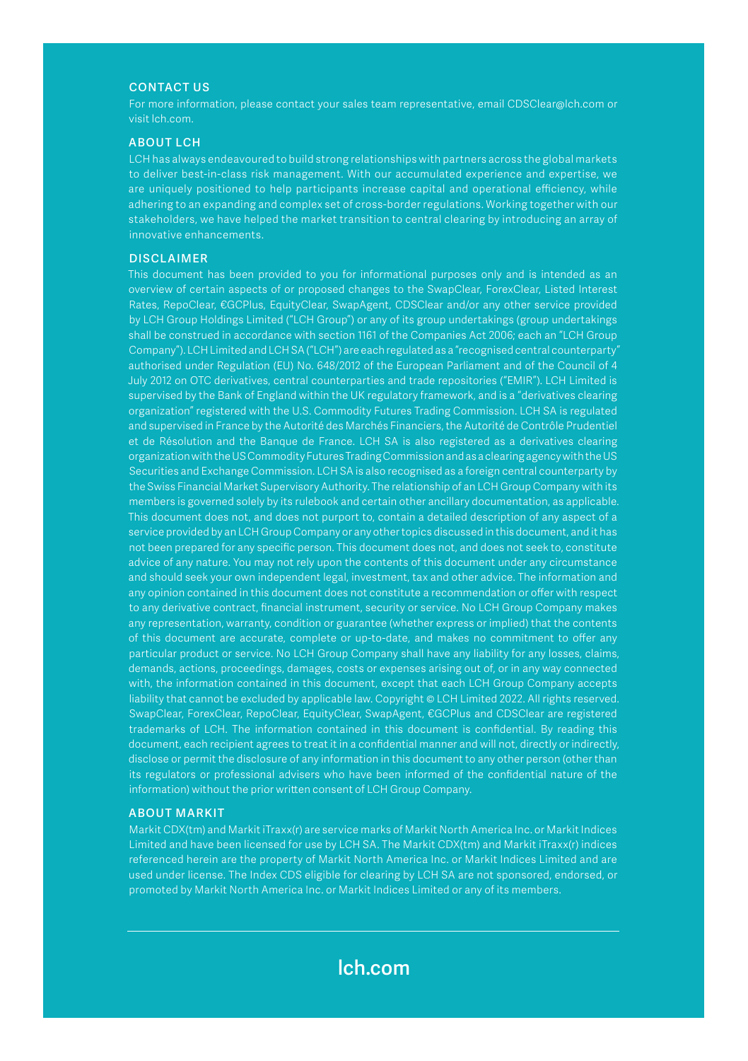## CONTACT US

For more information, please contact your sales team representative, email CDSClear@lch.com or visit lch.com.

## ABOUT LCH

LCH has always endeavoured to build strong relationships with partners across the global markets to deliver best-in-class risk management. With our accumulated experience and expertise, we are uniquely positioned to help participants increase capital and operational efficiency, while adhering to an expanding and complex set of cross-border regulations. Working together with our stakeholders, we have helped the market transition to central clearing by introducing an array of innovative enhancements.

## DISCLAIMER

This document has been provided to you for informational purposes only and is intended as an overview of certain aspects of or proposed changes to the SwapClear, ForexClear, Listed Interest Rates, RepoClear, €GCPlus, EquityClear, SwapAgent, CDSClear and/or any other service provided by LCH Group Holdings Limited ("LCH Group") or any of its group undertakings (group undertakings shall be construed in accordance with section 1161 of the Companies Act 2006; each an "LCH Group Company"). LCH Limited and LCH SA ("LCH") are each regulated as a "recognised central counterparty" authorised under Regulation (EU) No. 648/2012 of the European Parliament and of the Council of 4 July 2012 on OTC derivatives, central counterparties and trade repositories ("EMIR"). LCH Limited is supervised by the Bank of England within the UK regulatory framework, and is a "derivatives clearing organization" registered with the U.S. Commodity Futures Trading Commission. LCH SA is regulated and supervised in France by the Autorité des Marchés Financiers, the Autorité de Contrôle Prudentiel et de Résolution and the Banque de France. LCH SA is also registered as a derivatives clearing organization with the US Commodity Futures Trading Commission and as a clearing agency with the US Securities and Exchange Commission. LCH SA is also recognised as a foreign central counterparty by the Swiss Financial Market Supervisory Authority. The relationship of an LCH Group Company with its members is governed solely by its rulebook and certain other ancillary documentation, as applicable. This document does not, and does not purport to, contain a detailed description of any aspect of a service provided by an LCH Group Company or any other topics discussed in this document, and it has not been prepared for any specific person. This document does not, and does not seek to, constitute advice of any nature. You may not rely upon the contents of this document under any circumstance and should seek your own independent legal, investment, tax and other advice. The information and any opinion contained in this document does not constitute a recommendation or offer with respect to any derivative contract, financial instrument, security or service. No LCH Group Company makes any representation, warranty, condition or guarantee (whether express or implied) that the contents of this document are accurate, complete or up-to-date, and makes no commitment to offer any particular product or service. No LCH Group Company shall have any liability for any losses, claims, demands, actions, proceedings, damages, costs or expenses arising out of, or in any way connected with, the information contained in this document, except that each LCH Group Company accepts liability that cannot be excluded by applicable law. Copyright © LCH Limited 2022. All rights reserved. SwapClear, ForexClear, RepoClear, EquityClear, SwapAgent, €GCPlus and CDSClear are registered trademarks of LCH. The information contained in this document is confidential. By reading this document, each recipient agrees to treat it in a confidential manner and will not, directly or indirectly, disclose or permit the disclosure of any information in this document to any other person (other than its regulators or professional advisers who have been informed of the confidential nature of the information) without the prior written consent of LCH Group Company.

## ABOUT MARKIT

Markit CDX(tm) and Markit iTraxx(r) are service marks of Markit North America Inc. or Markit Indices Limited and have been licensed for use by LCH SA. The Markit CDX(tm) and Markit iTraxx(r) indices referenced herein are the property of Markit North America Inc. or Markit Indices Limited and are used under license. The Index CDS eligible for clearing by LCH SA are not sponsored, endorsed, or promoted by Markit North America Inc. or Markit Indices Limited or any of its members.

lch.com